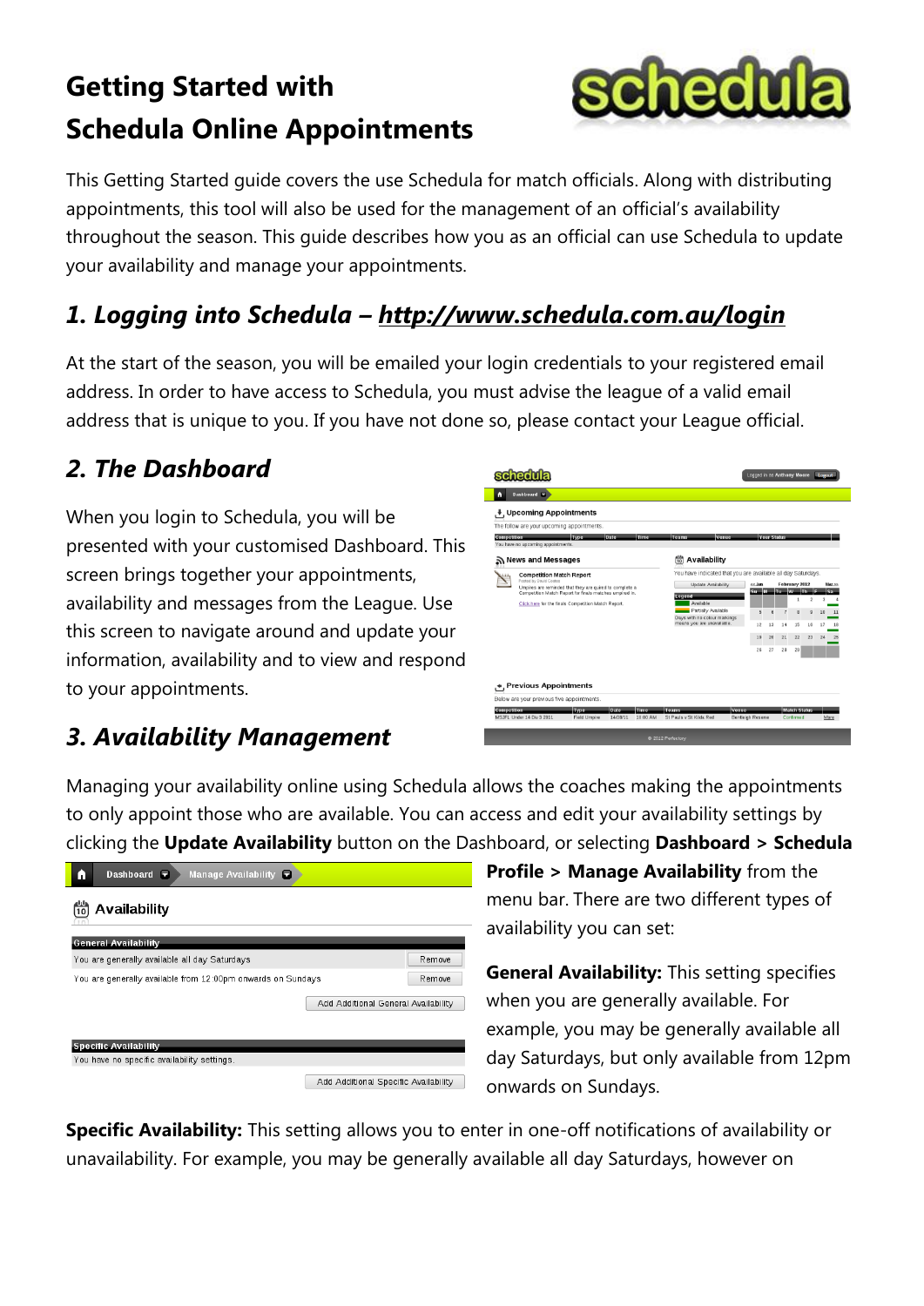# Getting Started with Schedula Online Appointments

This Getting Started guide covers the use Schedula for match officials. Along with distributing appointments, this tool will also be used for the management of an official's availability throughout the season. This guide describes how you as an official can use Schedula to update your availability and manage your appointments.

## *1. Logging into Schedula – http://www.schedula.com.au/login*

At the start of the season, you will be emailed your login credentials to your registered email address. In order to have access to Schedula, you must advise the league of a valid email address that is unique to you. If you have not done so, please contact your League official.

## *2. The Dashboard*

When you login to Schedula, you will be presented with your customised Dashboard. This screen brings together your appointments, availability and messages from the League. Use this screen to navigate around and update your information, availability and to view and respond to your appointments.

## *3. Availability Management*

Managing your availability online using Schedula allows the coaches making the appointments to only appoint those who are available. You can access and edit your availability settings by clicking the **Update Availability** button on the Dashboard, or selecting **Dashboard > Schedula Profile > Manage Availability** from the menu bar. There are two different types of availability you can set:

**General Availability:** This setting specifies when you are generally available. For example, you may be generally available all day Saturdays, but only available from 12pm onwards on Sundays.

**Specific Availability:** This setting allows you to enter in one-off notifications of availability or unavailability. For example, you may be generally available all day Saturdays, however on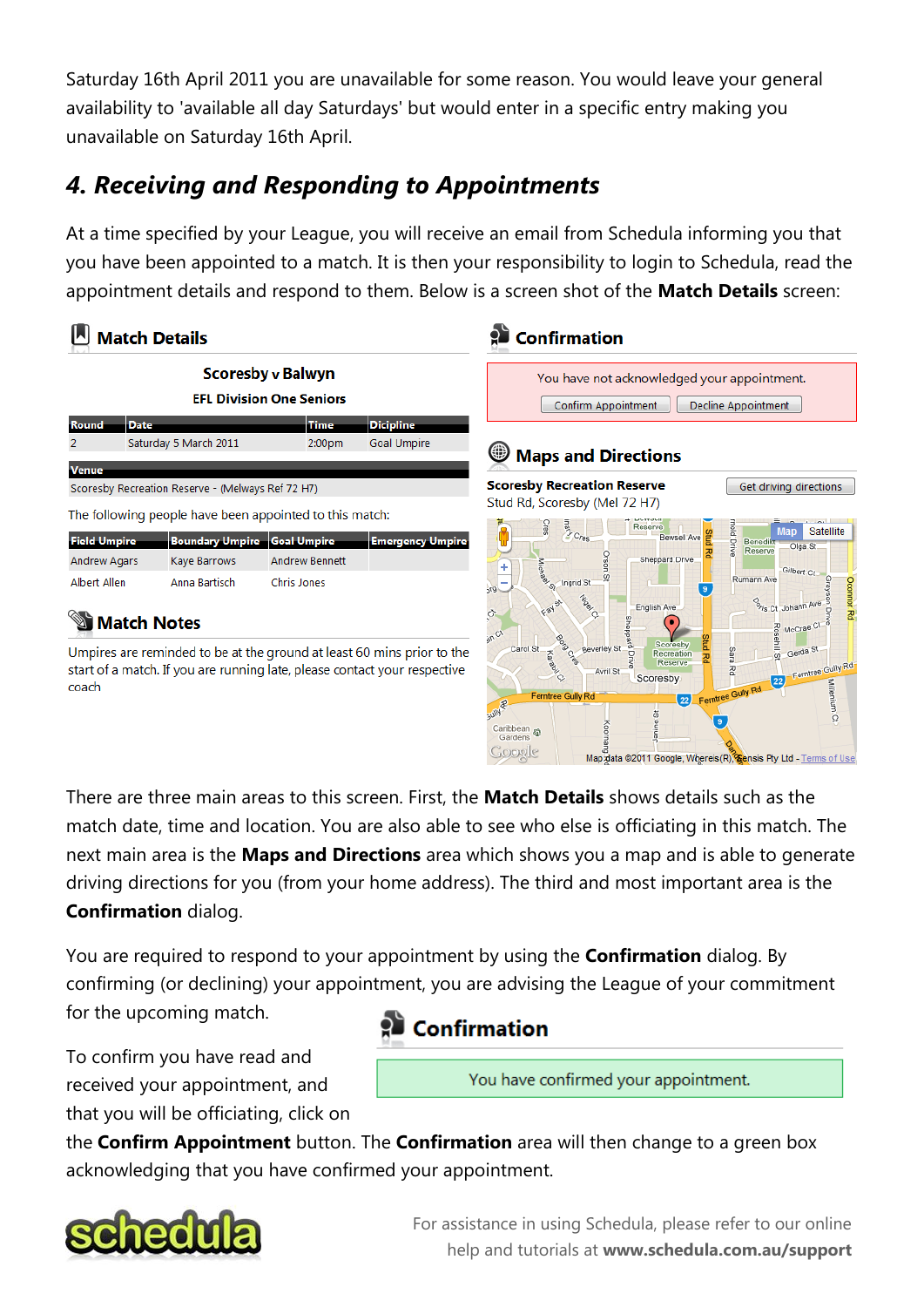Saturday 16th April 2011 you are unavailable for some reason. You would leave your general availability to 'available all day Saturdays' but would enter in a specific entry making you unavailable on Saturday 16th April.

## 4. Receiving and Responding to Appointments

At a time specified by your League, you will receive an email from Schedula informing you that you have been appointed to a match. It is then your responsibility to login to Schedula, read the appointment details and respond to them. Below is a screen shot of the **Match Details** screen:

### Match Details

**Scoresby v Balwyn**

**EFL Division One Seniors**

| Round | Date | Time | Dicipline |
|---|---|---|---|
| 2 | Saturday 5 March 2011 | 2:00pm | Goal Umpire |

| Venue |
|---|
| Scoresby Recreation Reserve - (Melways Ref 72 H7) |

The following people have been appointed to this match:

| Field Umpire | Boundary Umpire | Goal Umpire | Emergency Umpire |
|---|---|---|---|
| Andrew Agars | Kaye Barrows | Andrew Bennett | |
| Albert Allen | Anna Bartisch | Chris Jones | |

### Match Notes

Umpires are reminded to be at the ground at least 60 mins prior to the start of a match. If you are running late, please contact your respective coach

### Confirmation

You have not acknowledged your appointment.

Confirm Appointment | Decline Appointment

### Maps and Directions

**Scoresby Recreation Reserve**
Stud Rd, Scoresby (Mel 72 H7)

Get driving directions

Map data ©2011 Google, Whereis(R), Sensis Pty Ltd - Terms of Use

There are three main areas to this screen. First, the **Match Details** shows details such as the match date, time and location. You are also able to see who else is officiating in this match. The next main area is the **Maps and Directions** area which shows you a map and is able to generate driving directions for you (from your home address). The third and most important area is the **Confirmation** dialog.

You are required to respond to your appointment by using the **Confirmation** dialog. By confirming (or declining) your appointment, you are advising the League of your commitment for the upcoming match.

### Confirmation

You have confirmed your appointment.

To confirm you have read and received your appointment, and that you will be officiating, click on the **Confirm Appointment** button. The **Confirmation** area will then change to a green box acknowledging that you have confirmed your appointment.

schedula

For assistance in using Schedula, please refer to our online help and tutorials at **www.schedula.com.au/support**